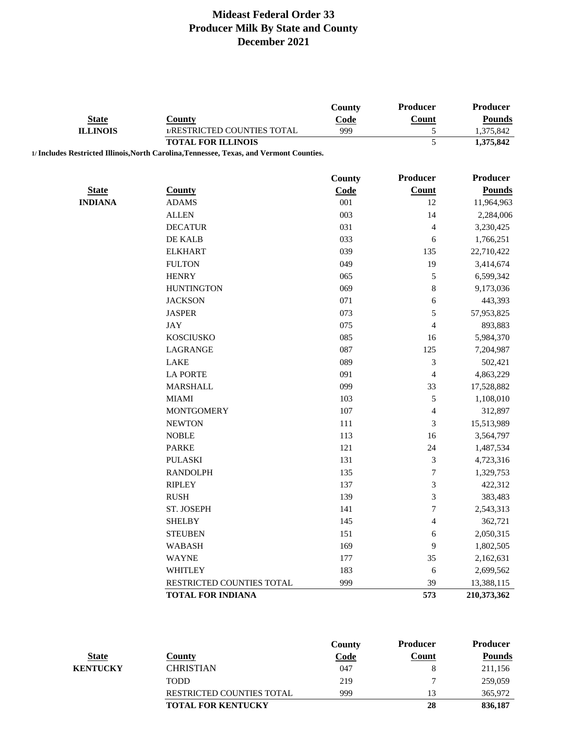# Mideast Federal Order 33
# Producer Milk By State and County
# December 2021

| State | County | County Code | Producer Count | Producer Pounds |
|---|---|---|---|---|
| ILLINOIS | 1/RESTRICTED COUNTIES TOTAL | 999 | 5 | 1,375,842 |
| | **TOTAL FOR ILLINOIS** | | **5** | **1,375,842** |

**1/ Includes Restricted Illinois,North Carolina,Tennessee, Texas, and Vermont Counties.**

| State | County | County Code | Producer Count | Producer Pounds |
|---|---|---|---|---|
| INDIANA | ADAMS | 001 | 12 | 11,964,963 |
| | ALLEN | 003 | 14 | 2,284,006 |
| | DECATUR | 031 | 4 | 3,230,425 |
| | DE KALB | 033 | 6 | 1,766,251 |
| | ELKHART | 039 | 135 | 22,710,422 |
| | FULTON | 049 | 19 | 3,414,674 |
| | HENRY | 065 | 5 | 6,599,342 |
| | HUNTINGTON | 069 | 8 | 9,173,036 |
| | JACKSON | 071 | 6 | 443,393 |
| | JASPER | 073 | 5 | 57,953,825 |
| | JAY | 075 | 4 | 893,883 |
| | KOSCIUSKO | 085 | 16 | 5,984,370 |
| | LAGRANGE | 087 | 125 | 7,204,987 |
| | LAKE | 089 | 3 | 502,421 |
| | LA PORTE | 091 | 4 | 4,863,229 |
| | MARSHALL | 099 | 33 | 17,528,882 |
| | MIAMI | 103 | 5 | 1,108,010 |
| | MONTGOMERY | 107 | 4 | 312,897 |
| | NEWTON | 111 | 3 | 15,513,989 |
| | NOBLE | 113 | 16 | 3,564,797 |
| | PARKE | 121 | 24 | 1,487,534 |
| | PULASKI | 131 | 3 | 4,723,316 |
| | RANDOLPH | 135 | 7 | 1,329,753 |
| | RIPLEY | 137 | 3 | 422,312 |
| | RUSH | 139 | 3 | 383,483 |
| | ST. JOSEPH | 141 | 7 | 2,543,313 |
| | SHELBY | 145 | 4 | 362,721 |
| | STEUBEN | 151 | 6 | 2,050,315 |
| | WABASH | 169 | 9 | 1,802,505 |
| | WAYNE | 177 | 35 | 2,162,631 |
| | WHITLEY | 183 | 6 | 2,699,562 |
| | RESTRICTED COUNTIES TOTAL | 999 | 39 | 13,388,115 |
| | **TOTAL FOR INDIANA** | | **573** | **210,373,362** |

| State | County | County Code | Producer Count | Producer Pounds |
|---|---|---|---|---|
| KENTUCKY | CHRISTIAN | 047 | 8 | 211,156 |
| | TODD | 219 | 7 | 259,059 |
| | RESTRICTED COUNTIES TOTAL | 999 | 13 | 365,972 |
| | **TOTAL FOR KENTUCKY** | | **28** | **836,187** |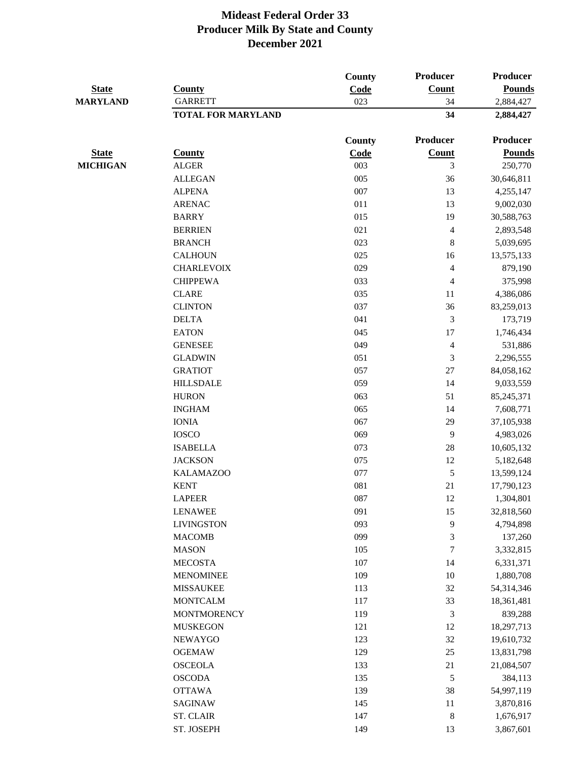# Mideast Federal Order 33
## Producer Milk By State and County
## December 2021

| State | County | County Code | Producer Count | Producer Pounds |
|---|---|---|---|---|
| MARYLAND | GARRETT | 023 | 34 | 2,884,427 |
| | **TOTAL FOR MARYLAND** | | **34** | **2,884,427** |

| State | County | County Code | Producer Count | Producer Pounds |
|---|---|---|---|---|
| MICHIGAN | ALGER | 003 | 3 | 250,770 |
| | ALLEGAN | 005 | 36 | 30,646,811 |
| | ALPENA | 007 | 13 | 4,255,147 |
| | ARENAC | 011 | 13 | 9,002,030 |
| | BARRY | 015 | 19 | 30,588,763 |
| | BERRIEN | 021 | 4 | 2,893,548 |
| | BRANCH | 023 | 8 | 5,039,695 |
| | CALHOUN | 025 | 16 | 13,575,133 |
| | CHARLEVOIX | 029 | 4 | 879,190 |
| | CHIPPEWA | 033 | 4 | 375,998 |
| | CLARE | 035 | 11 | 4,386,086 |
| | CLINTON | 037 | 36 | 83,259,013 |
| | DELTA | 041 | 3 | 173,719 |
| | EATON | 045 | 17 | 1,746,434 |
| | GENESEE | 049 | 4 | 531,886 |
| | GLADWIN | 051 | 3 | 2,296,555 |
| | GRATIOT | 057 | 27 | 84,058,162 |
| | HILLSDALE | 059 | 14 | 9,033,559 |
| | HURON | 063 | 51 | 85,245,371 |
| | INGHAM | 065 | 14 | 7,608,771 |
| | IONIA | 067 | 29 | 37,105,938 |
| | IOSCO | 069 | 9 | 4,983,026 |
| | ISABELLA | 073 | 28 | 10,605,132 |
| | JACKSON | 075 | 12 | 5,182,648 |
| | KALAMAZOO | 077 | 5 | 13,599,124 |
| | KENT | 081 | 21 | 17,790,123 |
| | LAPEER | 087 | 12 | 1,304,801 |
| | LENAWEE | 091 | 15 | 32,818,560 |
| | LIVINGSTON | 093 | 9 | 4,794,898 |
| | MACOMB | 099 | 3 | 137,260 |
| | MASON | 105 | 7 | 3,332,815 |
| | MECOSTA | 107 | 14 | 6,331,371 |
| | MENOMINEE | 109 | 10 | 1,880,708 |
| | MISSAUKEE | 113 | 32 | 54,314,346 |
| | MONTCALM | 117 | 33 | 18,361,481 |
| | MONTMORENCY | 119 | 3 | 839,288 |
| | MUSKEGON | 121 | 12 | 18,297,713 |
| | NEWAYGO | 123 | 32 | 19,610,732 |
| | OGEMAW | 129 | 25 | 13,831,798 |
| | OSCEOLA | 133 | 21 | 21,084,507 |
| | OSCODA | 135 | 5 | 384,113 |
| | OTTAWA | 139 | 38 | 54,997,119 |
| | SAGINAW | 145 | 11 | 3,870,816 |
| | ST. CLAIR | 147 | 8 | 1,676,917 |
| | ST. JOSEPH | 149 | 13 | 3,867,601 |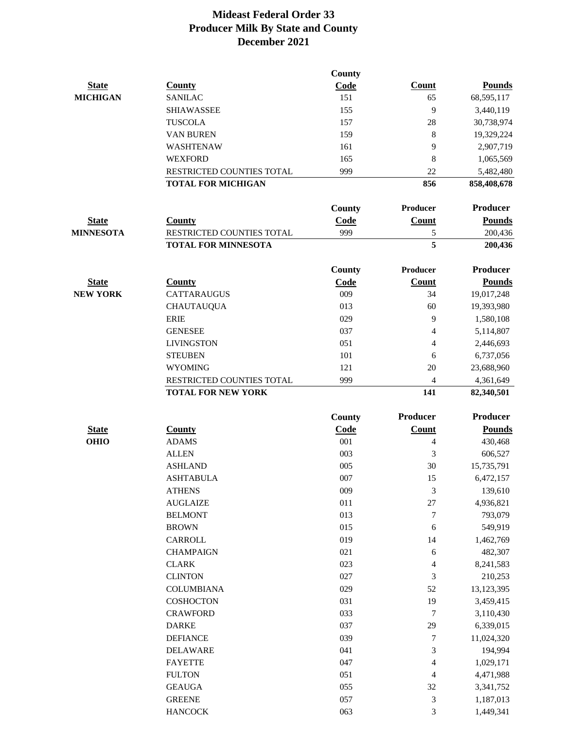# Mideast Federal Order 33
## Producer Milk By State and County
## December 2021

| State | County | County Code | Count | Pounds |
|---|---|---|---|---|
| MICHIGAN | SANILAC | 151 | 65 | 68,595,117 |
| | SHIAWASSEE | 155 | 9 | 3,440,119 |
| | TUSCOLA | 157 | 28 | 30,738,974 |
| | VAN BUREN | 159 | 8 | 19,329,224 |
| | WASHTENAW | 161 | 9 | 2,907,719 |
| | WEXFORD | 165 | 8 | 1,065,569 |
| | RESTRICTED COUNTIES TOTAL | 999 | 22 | 5,482,480 |
| | **TOTAL FOR MICHIGAN** | | **856** | **858,408,678** |

| State | County | County Code | Producer Count | Producer Pounds |
|---|---|---|---|---|
| MINNESOTA | RESTRICTED COUNTIES TOTAL | 999 | 5 | 200,436 |
| | **TOTAL FOR MINNESOTA** | | **5** | **200,436** |

| State | County | County Code | Producer Count | Producer Pounds |
|---|---|---|---|---|
| NEW YORK | CATTARAUGUS | 009 | 34 | 19,017,248 |
| | CHAUTAUQUA | 013 | 60 | 19,393,980 |
| | ERIE | 029 | 9 | 1,580,108 |
| | GENESEE | 037 | 4 | 5,114,807 |
| | LIVINGSTON | 051 | 4 | 2,446,693 |
| | STEUBEN | 101 | 6 | 6,737,056 |
| | WYOMING | 121 | 20 | 23,688,960 |
| | RESTRICTED COUNTIES TOTAL | 999 | 4 | 4,361,649 |
| | **TOTAL FOR NEW YORK** | | **141** | **82,340,501** |

| State | County | County Code | Producer Count | Producer Pounds |
|---|---|---|---|---|
| OHIO | ADAMS | 001 | 4 | 430,468 |
| | ALLEN | 003 | 3 | 606,527 |
| | ASHLAND | 005 | 30 | 15,735,791 |
| | ASHTABULA | 007 | 15 | 6,472,157 |
| | ATHENS | 009 | 3 | 139,610 |
| | AUGLAIZE | 011 | 27 | 4,936,821 |
| | BELMONT | 013 | 7 | 793,079 |
| | BROWN | 015 | 6 | 549,919 |
| | CARROLL | 019 | 14 | 1,462,769 |
| | CHAMPAIGN | 021 | 6 | 482,307 |
| | CLARK | 023 | 4 | 8,241,583 |
| | CLINTON | 027 | 3 | 210,253 |
| | COLUMBIANA | 029 | 52 | 13,123,395 |
| | COSHOCTON | 031 | 19 | 3,459,415 |
| | CRAWFORD | 033 | 7 | 3,110,430 |
| | DARKE | 037 | 29 | 6,339,015 |
| | DEFIANCE | 039 | 7 | 11,024,320 |
| | DELAWARE | 041 | 3 | 194,994 |
| | FAYETTE | 047 | 4 | 1,029,171 |
| | FULTON | 051 | 4 | 4,471,988 |
| | GEAUGA | 055 | 32 | 3,341,752 |
| | GREENE | 057 | 3 | 1,187,013 |
| | HANCOCK | 063 | 3 | 1,449,341 |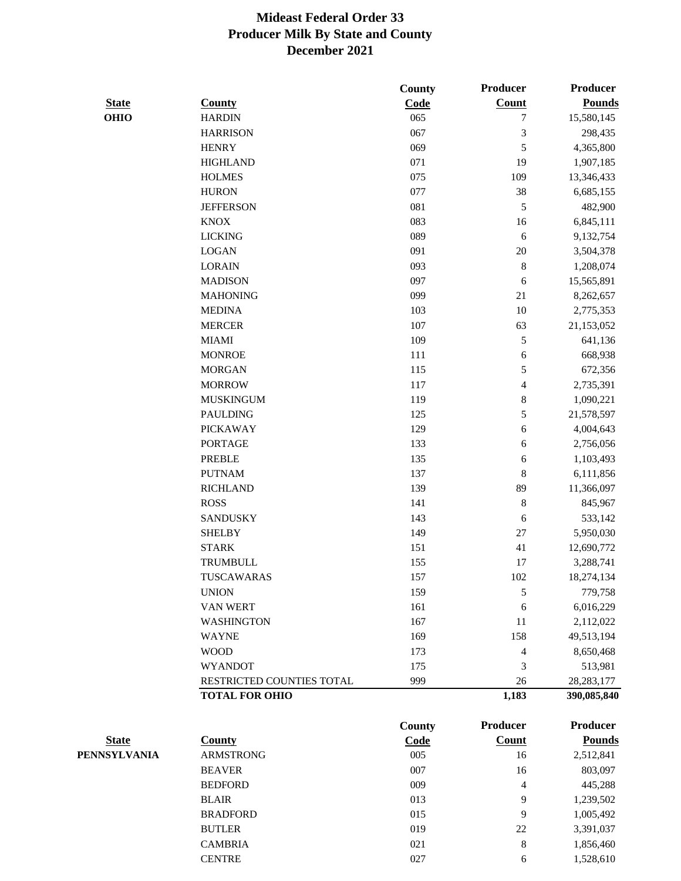# Mideast Federal Order 33
## Producer Milk By State and County
## December 2021

| State | County | County Code | Producer Count | Producer Pounds |
|---|---|---|---|---|
| OHIO | HARDIN | 065 | 7 | 15,580,145 |
| | HARRISON | 067 | 3 | 298,435 |
| | HENRY | 069 | 5 | 4,365,800 |
| | HIGHLAND | 071 | 19 | 1,907,185 |
| | HOLMES | 075 | 109 | 13,346,433 |
| | HURON | 077 | 38 | 6,685,155 |
| | JEFFERSON | 081 | 5 | 482,900 |
| | KNOX | 083 | 16 | 6,845,111 |
| | LICKING | 089 | 6 | 9,132,754 |
| | LOGAN | 091 | 20 | 3,504,378 |
| | LORAIN | 093 | 8 | 1,208,074 |
| | MADISON | 097 | 6 | 15,565,891 |
| | MAHONING | 099 | 21 | 8,262,657 |
| | MEDINA | 103 | 10 | 2,775,353 |
| | MERCER | 107 | 63 | 21,153,052 |
| | MIAMI | 109 | 5 | 641,136 |
| | MONROE | 111 | 6 | 668,938 |
| | MORGAN | 115 | 5 | 672,356 |
| | MORROW | 117 | 4 | 2,735,391 |
| | MUSKINGUM | 119 | 8 | 1,090,221 |
| | PAULDING | 125 | 5 | 21,578,597 |
| | PICKAWAY | 129 | 6 | 4,004,643 |
| | PORTAGE | 133 | 6 | 2,756,056 |
| | PREBLE | 135 | 6 | 1,103,493 |
| | PUTNAM | 137 | 8 | 6,111,856 |
| | RICHLAND | 139 | 89 | 11,366,097 |
| | ROSS | 141 | 8 | 845,967 |
| | SANDUSKY | 143 | 6 | 533,142 |
| | SHELBY | 149 | 27 | 5,950,030 |
| | STARK | 151 | 41 | 12,690,772 |
| | TRUMBULL | 155 | 17 | 3,288,741 |
| | TUSCAWARAS | 157 | 102 | 18,274,134 |
| | UNION | 159 | 5 | 779,758 |
| | VAN WERT | 161 | 6 | 6,016,229 |
| | WASHINGTON | 167 | 11 | 2,112,022 |
| | WAYNE | 169 | 158 | 49,513,194 |
| | WOOD | 173 | 4 | 8,650,468 |
| | WYANDOT | 175 | 3 | 513,981 |
| | RESTRICTED COUNTIES TOTAL | 999 | 26 | 28,283,177 |
| | **TOTAL FOR OHIO** | | **1,183** | **390,085,840** |

| State | County | County Code | Producer Count | Producer Pounds |
|---|---|---|---|---|
| PENNSYLVANIA | ARMSTRONG | 005 | 16 | 2,512,841 |
| | BEAVER | 007 | 16 | 803,097 |
| | BEDFORD | 009 | 4 | 445,288 |
| | BLAIR | 013 | 9 | 1,239,502 |
| | BRADFORD | 015 | 9 | 1,005,492 |
| | BUTLER | 019 | 22 | 3,391,037 |
| | CAMBRIA | 021 | 8 | 1,856,460 |
| | CENTRE | 027 | 6 | 1,528,610 |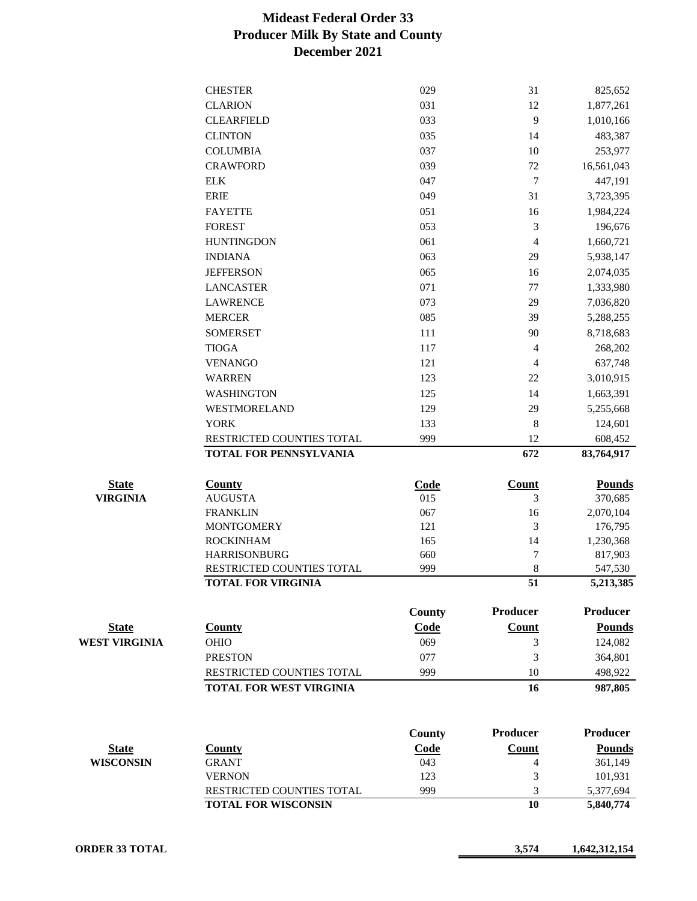# Mideast Federal Order 33
## Producer Milk By State and County
## December 2021

| State | County | Code | Count | Pounds |
|---|---|---|---|---|
| | CHESTER | 029 | 31 | 825,652 |
| | CLARION | 031 | 12 | 1,877,261 |
| | CLEARFIELD | 033 | 9 | 1,010,166 |
| | CLINTON | 035 | 14 | 483,387 |
| | COLUMBIA | 037 | 10 | 253,977 |
| | CRAWFORD | 039 | 72 | 16,561,043 |
| | ELK | 047 | 7 | 447,191 |
| | ERIE | 049 | 31 | 3,723,395 |
| | FAYETTE | 051 | 16 | 1,984,224 |
| | FOREST | 053 | 3 | 196,676 |
| | HUNTINGDON | 061 | 4 | 1,660,721 |
| | INDIANA | 063 | 29 | 5,938,147 |
| | JEFFERSON | 065 | 16 | 2,074,035 |
| | LANCASTER | 071 | 77 | 1,333,980 |
| | LAWRENCE | 073 | 29 | 7,036,820 |
| | MERCER | 085 | 39 | 5,288,255 |
| | SOMERSET | 111 | 90 | 8,718,683 |
| | TIOGA | 117 | 4 | 268,202 |
| | VENANGO | 121 | 4 | 637,748 |
| | WARREN | 123 | 22 | 3,010,915 |
| | WASHINGTON | 125 | 14 | 1,663,391 |
| | WESTMORELAND | 129 | 29 | 5,255,668 |
| | YORK | 133 | 8 | 124,601 |
| | RESTRICTED COUNTIES TOTAL | 999 | 12 | 608,452 |
| | **TOTAL FOR PENNSYLVANIA** | | **672** | **83,764,917** |

| State | County | Code | Count | Pounds |
|---|---|---|---|---|
| **VIRGINIA** | AUGUSTA | 015 | 3 | 370,685 |
| | FRANKLIN | 067 | 16 | 2,070,104 |
| | MONTGOMERY | 121 | 3 | 176,795 |
| | ROCKINHAM | 165 | 14 | 1,230,368 |
| | HARRISONBURG | 660 | 7 | 817,903 |
| | RESTRICTED COUNTIES TOTAL | 999 | 8 | 547,530 |
| | **TOTAL FOR VIRGINIA** | | **51** | **5,213,385** |

| State | County | County Code | Producer Count | Producer Pounds |
|---|---|---|---|---|
| **WEST VIRGINIA** | OHIO | 069 | 3 | 124,082 |
| | PRESTON | 077 | 3 | 364,801 |
| | RESTRICTED COUNTIES TOTAL | 999 | 10 | 498,922 |
| | **TOTAL FOR WEST VIRGINIA** | | **16** | **987,805** |

| State | County | County Code | Producer Count | Producer Pounds |
|---|---|---|---|---|
| **WISCONSIN** | GRANT | 043 | 4 | 361,149 |
| | VERNON | 123 | 3 | 101,931 |
| | RESTRICTED COUNTIES TOTAL | 999 | 3 | 5,377,694 |
| | **TOTAL FOR WISCONSIN** | | **10** | **5,840,774** |

| | | | | |
|---|---|---|---|---|
| **ORDER 33 TOTAL** | | | **3,574** | **1,642,312,154** |